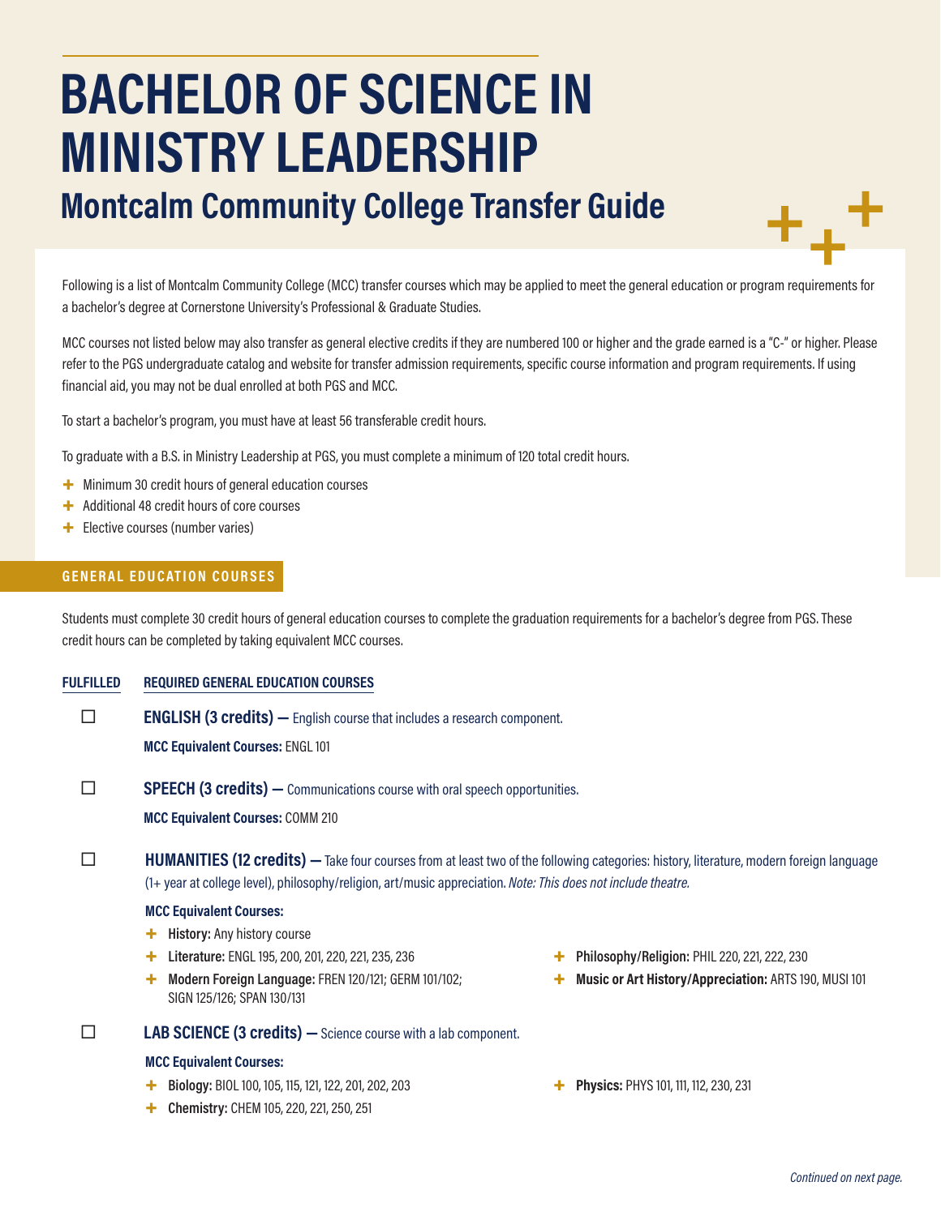# BACHELOR OF SCIENCE IN MINISTRY LEADERSHIP

## Montcalm Community College Transfer Guide

Following is a list of Montcalm Community College (MCC) transfer courses which may be applied to meet the general education or program requirements for a bachelor's degree at Cornerstone University's Professional & Graduate Studies.

MCC courses not listed below may also transfer as general elective credits if they are numbered 100 or higher and the grade earned is a "C-" or higher. Please refer to the PGS undergraduate catalog and website for transfer admission requirements, specific course information and program requirements. If using financial aid, you may not be dual enrolled at both PGS and MCC.

To start a bachelor's program, you must have at least 56 transferable credit hours.

To graduate with a B.S. in Ministry Leadership at PGS, you must complete a minimum of 120 total credit hours.

- Minimum 30 credit hours of general education courses
- Additional 48 credit hours of core courses
- Elective courses (number varies)

### GENERAL EDUCATION COURSES

Students must complete 30 credit hours of general education courses to complete the graduation requirements for a bachelor's degree from PGS. These credit hours can be completed by taking equivalent MCC courses.

**FULFILLED** | **REQUIRED GENERAL EDUCATION COURSES**

☐ **ENGLISH (3 credits) —** English course that includes a research component.

**MCC Equivalent Courses:** ENGL 101

☐ **SPEECH (3 credits) —** Communications course with oral speech opportunities.

**MCC Equivalent Courses:** COMM 210

☐ **HUMANITIES (12 credits) —** Take four courses from at least two of the following categories: history, literature, modern foreign language (1+ year at college level), philosophy/religion, art/music appreciation. *Note: This does not include theatre.*

**MCC Equivalent Courses:**

- **History:** Any history course
- **Literature:** ENGL 195, 200, 201, 220, 221, 235, 236
- **Modern Foreign Language:** FREN 120/121; GERM 101/102; SIGN 125/126; SPAN 130/131
- **Philosophy/Religion:** PHIL 220, 221, 222, 230
- **Music or Art History/Appreciation:** ARTS 190, MUSI 101

☐ **LAB SCIENCE (3 credits) —** Science course with a lab component.

**MCC Equivalent Courses:**

- **Biology:** BIOL 100, 105, 115, 121, 122, 201, 202, 203
- **Chemistry:** CHEM 105, 220, 221, 250, 251
- **Physics:** PHYS 101, 111, 112, 230, 231

*Continued on next page.*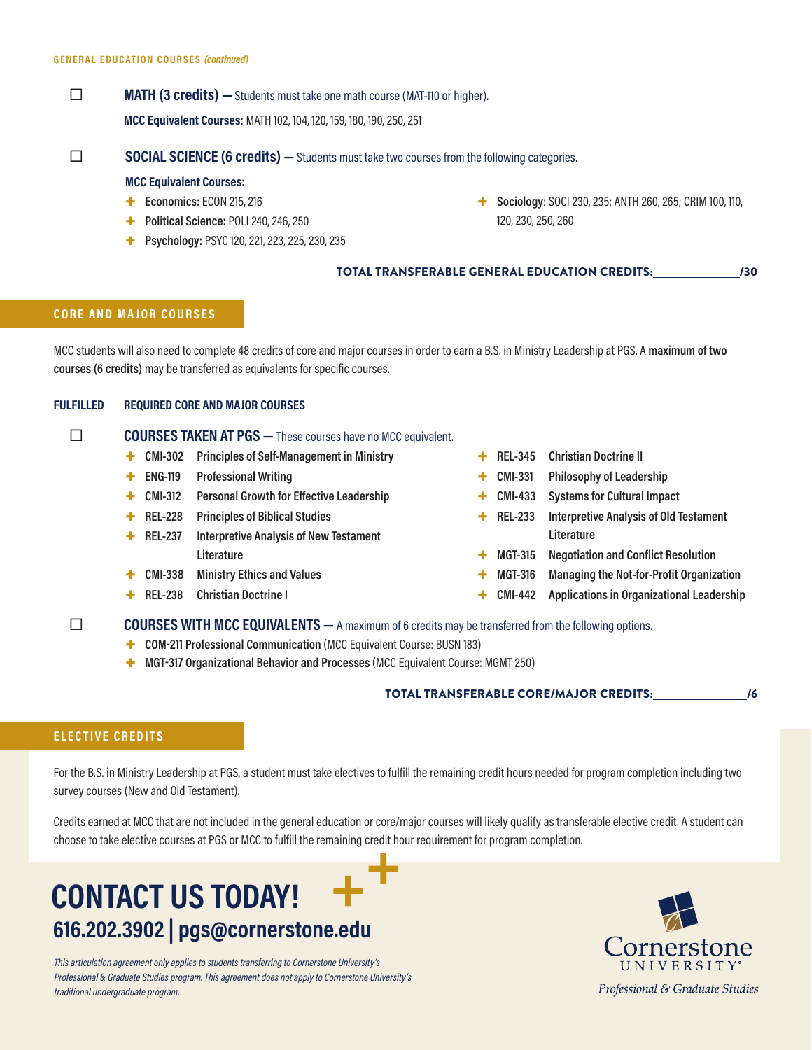**GENERAL EDUCATION COURSES *(continued)***

☐ **MATH (3 credits) —** Students must take one math course (MAT-110 or higher).

**MCC Equivalent Courses:** MATH 102, 104, 120, 159, 180, 190, 250, 251

☐ **SOCIAL SCIENCE (6 credits) —** Students must take two courses from the following categories.

**MCC Equivalent Courses:**

- **Economics:** ECON 215, 216
- **Political Science:** POLI 240, 246, 250
- **Psychology:** PSYC 120, 221, 223, 225, 230, 235
- **Sociology:** SOCI 230, 235; ANTH 260, 265; CRIM 100, 110, 120, 230, 250, 260

**TOTAL TRANSFERABLE GENERAL EDUCATION CREDITS:_____________/30**

## CORE AND MAJOR COURSES

MCC students will also need to complete 48 credits of core and major courses in order to earn a B.S. in Ministry Leadership at PGS. A **maximum of two courses (6 credits)** may be transferred as equivalents for specific courses.

**FULFILLED** | **REQUIRED CORE AND MAJOR COURSES**

☐ **COURSES TAKEN AT PGS —** These courses have no MCC equivalent.

- **CMI-302** Principles of Self-Management in Ministry
- **ENG-119** Professional Writing
- **CMI-312** Personal Growth for Effective Leadership
- **REL-228** Principles of Biblical Studies
- **REL-237** Interpretive Analysis of New Testament Literature
- **CMI-338** Ministry Ethics and Values
- **REL-238** Christian Doctrine I
- **REL-345** Christian Doctrine II
- **CMI-331** Philosophy of Leadership
- **CMI-433** Systems for Cultural Impact
- **REL-233** Interpretive Analysis of Old Testament Literature
- **MGT-315** Negotiation and Conflict Resolution
- **MGT-316** Managing the Not-for-Profit Organization
- **CMI-442** Applications in Organizational Leadership

☐ **COURSES WITH MCC EQUIVALENTS —** A maximum of 6 credits may be transferred from the following options.

- **COM-211 Professional Communication** (MCC Equivalent Course: BUSN 183)
- **MGT-317 Organizational Behavior and Processes** (MCC Equivalent Course: MGMT 250)

**TOTAL TRANSFERABLE CORE/MAJOR CREDITS:_____________/6**

## ELECTIVE CREDITS

For the B.S. in Ministry Leadership at PGS, a student must take electives to fulfill the remaining credit hours needed for program completion including two survey courses (New and Old Testament).

Credits earned at MCC that are not included in the general education or core/major courses will likely qualify as transferable elective credit. A student can choose to take elective courses at PGS or MCC to fulfill the remaining credit hour requirement for program completion.

# CONTACT US TODAY!

## 616.202.3902 | pgs@cornerstone.edu

*This articulation agreement only applies to students transferring to Cornerstone University's Professional & Graduate Studies program. This agreement does not apply to Cornerstone University's traditional undergraduate program.*

Cornerstone UNIVERSITY®
*Professional & Graduate Studies*